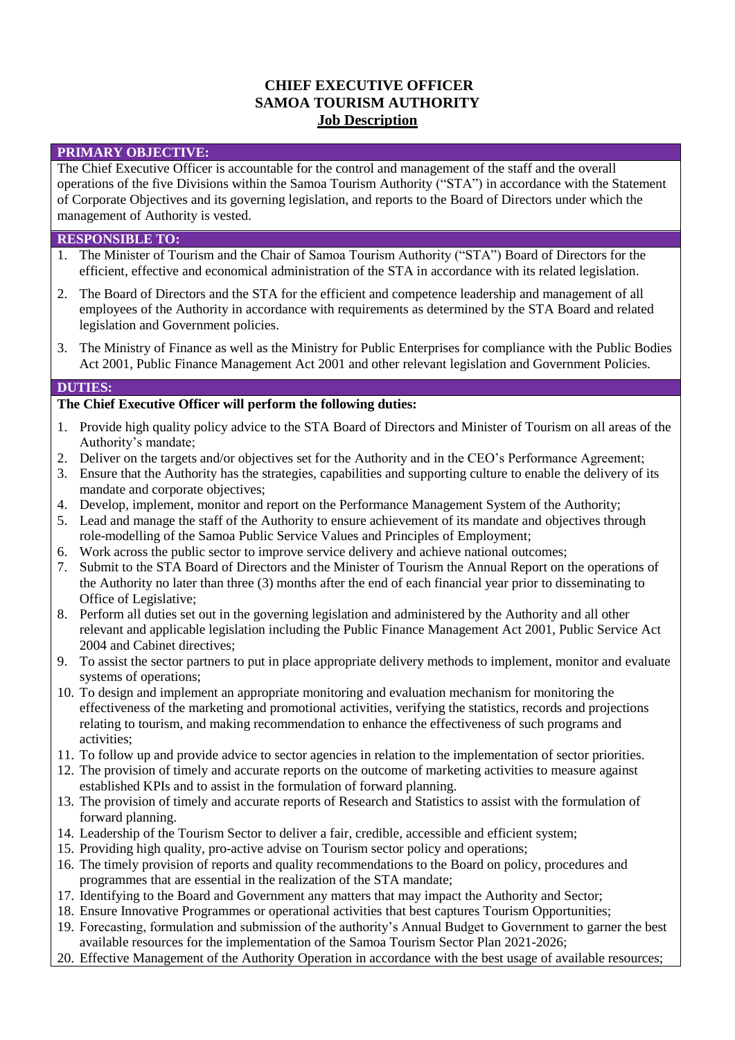# CHIEF EXECUTIVE OFFICER
# SAMOA TOURISM AUTHORITY
## Job Description

### PRIMARY OBJECTIVE:

The Chief Executive Officer is accountable for the control and management of the staff and the overall operations of the five Divisions within the Samoa Tourism Authority ("STA") in accordance with the Statement of Corporate Objectives and its governing legislation, and reports to the Board of Directors under which the management of Authority is vested.

### RESPONSIBLE TO:

1. The Minister of Tourism and the Chair of Samoa Tourism Authority ("STA") Board of Directors for the efficient, effective and economical administration of the STA in accordance with its related legislation.
2. The Board of Directors and the STA for the efficient and competence leadership and management of all employees of the Authority in accordance with requirements as determined by the STA Board and related legislation and Government policies.
3. The Ministry of Finance as well as the Ministry for Public Enterprises for compliance with the Public Bodies Act 2001, Public Finance Management Act 2001 and other relevant legislation and Government Policies.

### DUTIES:

**The Chief Executive Officer will perform the following duties:**

1. Provide high quality policy advice to the STA Board of Directors and Minister of Tourism on all areas of the Authority's mandate;
2. Deliver on the targets and/or objectives set for the Authority and in the CEO's Performance Agreement;
3. Ensure that the Authority has the strategies, capabilities and supporting culture to enable the delivery of its mandate and corporate objectives;
4. Develop, implement, monitor and report on the Performance Management System of the Authority;
5. Lead and manage the staff of the Authority to ensure achievement of its mandate and objectives through role-modelling of the Samoa Public Service Values and Principles of Employment;
6. Work across the public sector to improve service delivery and achieve national outcomes;
7. Submit to the STA Board of Directors and the Minister of Tourism the Annual Report on the operations of the Authority no later than three (3) months after the end of each financial year prior to disseminating to Office of Legislative;
8. Perform all duties set out in the governing legislation and administered by the Authority and all other relevant and applicable legislation including the Public Finance Management Act 2001, Public Service Act 2004 and Cabinet directives;
9. To assist the sector partners to put in place appropriate delivery methods to implement, monitor and evaluate systems of operations;
10. To design and implement an appropriate monitoring and evaluation mechanism for monitoring the effectiveness of the marketing and promotional activities, verifying the statistics, records and projections relating to tourism, and making recommendation to enhance the effectiveness of such programs and activities;
11. To follow up and provide advice to sector agencies in relation to the implementation of sector priorities.
12. The provision of timely and accurate reports on the outcome of marketing activities to measure against established KPIs and to assist in the formulation of forward planning.
13. The provision of timely and accurate reports of Research and Statistics to assist with the formulation of forward planning.
14. Leadership of the Tourism Sector to deliver a fair, credible, accessible and efficient system;
15. Providing high quality, pro-active advise on Tourism sector policy and operations;
16. The timely provision of reports and quality recommendations to the Board on policy, procedures and programmes that are essential in the realization of the STA mandate;
17. Identifying to the Board and Government any matters that may impact the Authority and Sector;
18. Ensure Innovative Programmes or operational activities that best captures Tourism Opportunities;
19. Forecasting, formulation and submission of the authority's Annual Budget to Government to garner the best available resources for the implementation of the Samoa Tourism Sector Plan 2021-2026;
20. Effective Management of the Authority Operation in accordance with the best usage of available resources;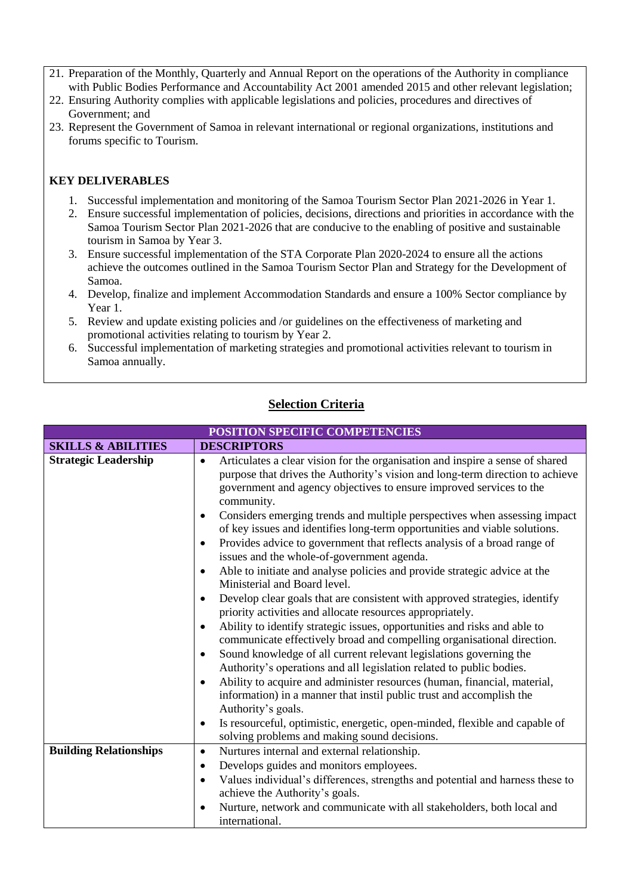21. Preparation of the Monthly, Quarterly and Annual Report on the operations of the Authority in compliance with Public Bodies Performance and Accountability Act 2001 amended 2015 and other relevant legislation;
22. Ensuring Authority complies with applicable legislations and policies, procedures and directives of Government; and
23. Represent the Government of Samoa in relevant international or regional organizations, institutions and forums specific to Tourism.

**KEY DELIVERABLES**

1. Successful implementation and monitoring of the Samoa Tourism Sector Plan 2021-2026 in Year 1.
2. Ensure successful implementation of policies, decisions, directions and priorities in accordance with the Samoa Tourism Sector Plan 2021-2026 that are conducive to the enabling of positive and sustainable tourism in Samoa by Year 3.
3. Ensure successful implementation of the STA Corporate Plan 2020-2024 to ensure all the actions achieve the outcomes outlined in the Samoa Tourism Sector Plan and Strategy for the Development of Samoa.
4. Develop, finalize and implement Accommodation Standards and ensure a 100% Sector compliance by Year 1.
5. Review and update existing policies and /or guidelines on the effectiveness of marketing and promotional activities relating to tourism by Year 2.
6. Successful implementation of marketing strategies and promotional activities relevant to tourism in Samoa annually.

## Selection Criteria

| POSITION SPECIFIC COMPETENCIES | |
|---|---|
| **SKILLS & ABILITIES** | **DESCRIPTORS** |
| **Strategic Leadership** | • Articulates a clear vision for the organisation and inspire a sense of shared purpose that drives the Authority's vision and long-term direction to achieve government and agency objectives to ensure improved services to the community.<br>• Considers emerging trends and multiple perspectives when assessing impact of key issues and identifies long-term opportunities and viable solutions.<br>• Provides advice to government that reflects analysis of a broad range of issues and the whole-of-government agenda.<br>• Able to initiate and analyse policies and provide strategic advice at the Ministerial and Board level.<br>• Develop clear goals that are consistent with approved strategies, identify priority activities and allocate resources appropriately.<br>• Ability to identify strategic issues, opportunities and risks and able to communicate effectively broad and compelling organisational direction.<br>• Sound knowledge of all current relevant legislations governing the Authority's operations and all legislation related to public bodies.<br>• Ability to acquire and administer resources (human, financial, material, information) in a manner that instil public trust and accomplish the Authority's goals.<br>• Is resourceful, optimistic, energetic, open-minded, flexible and capable of solving problems and making sound decisions. |
| **Building Relationships** | • Nurtures internal and external relationship.<br>• Develops guides and monitors employees.<br>• Values individual's differences, strengths and potential and harness these to achieve the Authority's goals.<br>• Nurture, network and communicate with all stakeholders, both local and international. |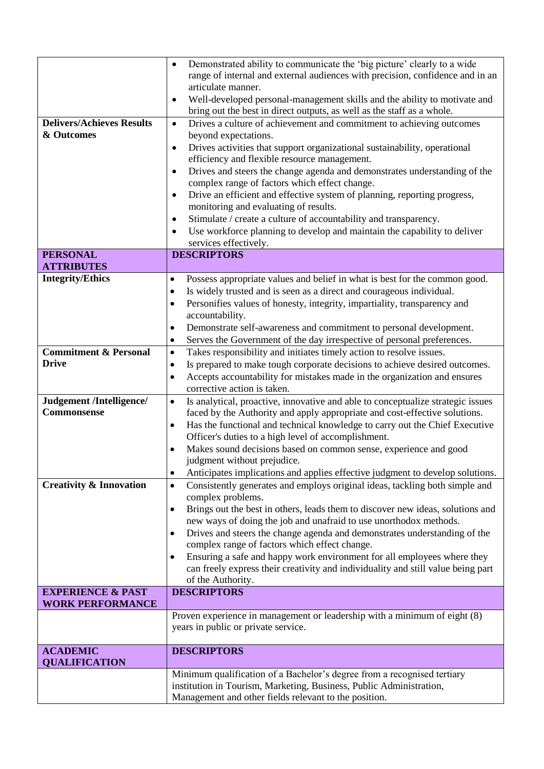| | |
|---|---|
| | • Demonstrated ability to communicate the 'big picture' clearly to a wide range of internal and external audiences with precision, confidence and in an articulate manner.<br>• Well-developed personal-management skills and the ability to motivate and bring out the best in direct outputs, as well as the staff as a whole. |
| **Delivers/Achieves Results & Outcomes** | • Drives a culture of achievement and commitment to achieving outcomes beyond expectations.<br>• Drives activities that support organizational sustainability, operational efficiency and flexible resource management.<br>• Drives and steers the change agenda and demonstrates understanding of the complex range of factors which effect change.<br>• Drive an efficient and effective system of planning, reporting progress, monitoring and evaluating of results.<br>• Stimulate / create a culture of accountability and transparency.<br>• Use workforce planning to develop and maintain the capability to deliver services effectively. |
| **PERSONAL ATTRIBUTES** | **DESCRIPTORS** |
| **Integrity/Ethics** | • Possess appropriate values and belief in what is best for the common good.<br>• Is widely trusted and is seen as a direct and courageous individual.<br>• Personifies values of honesty, integrity, impartiality, transparency and accountability.<br>• Demonstrate self-awareness and commitment to personal development.<br>• Serves the Government of the day irrespective of personal preferences. |
| **Commitment & Personal Drive** | • Takes responsibility and initiates timely action to resolve issues.<br>• Is prepared to make tough corporate decisions to achieve desired outcomes.<br>• Accepts accountability for mistakes made in the organization and ensures corrective action is taken. |
| **Judgement /Intelligence/ Commonsense** | • Is analytical, proactive, innovative and able to conceptualize strategic issues faced by the Authority and apply appropriate and cost-effective solutions.<br>• Has the functional and technical knowledge to carry out the Chief Executive Officer's duties to a high level of accomplishment.<br>• Makes sound decisions based on common sense, experience and good judgment without prejudice.<br>• Anticipates implications and applies effective judgment to develop solutions. |
| **Creativity & Innovation** | • Consistently generates and employs original ideas, tackling both simple and complex problems.<br>• Brings out the best in others, leads them to discover new ideas, solutions and new ways of doing the job and unafraid to use unorthodox methods.<br>• Drives and steers the change agenda and demonstrates understanding of the complex range of factors which effect change.<br>• Ensuring a safe and happy work environment for all employees where they can freely express their creativity and individuality and still value being part of the Authority. |
| **EXPERIENCE & PAST WORK PERFORMANCE** | **DESCRIPTORS** |
| | Proven experience in management or leadership with a minimum of eight (8) years in public or private service. |
| **ACADEMIC QUALIFICATION** | **DESCRIPTORS** |
| | Minimum qualification of a Bachelor's degree from a recognised tertiary institution in Tourism, Marketing, Business, Public Administration, Management and other fields relevant to the position. |